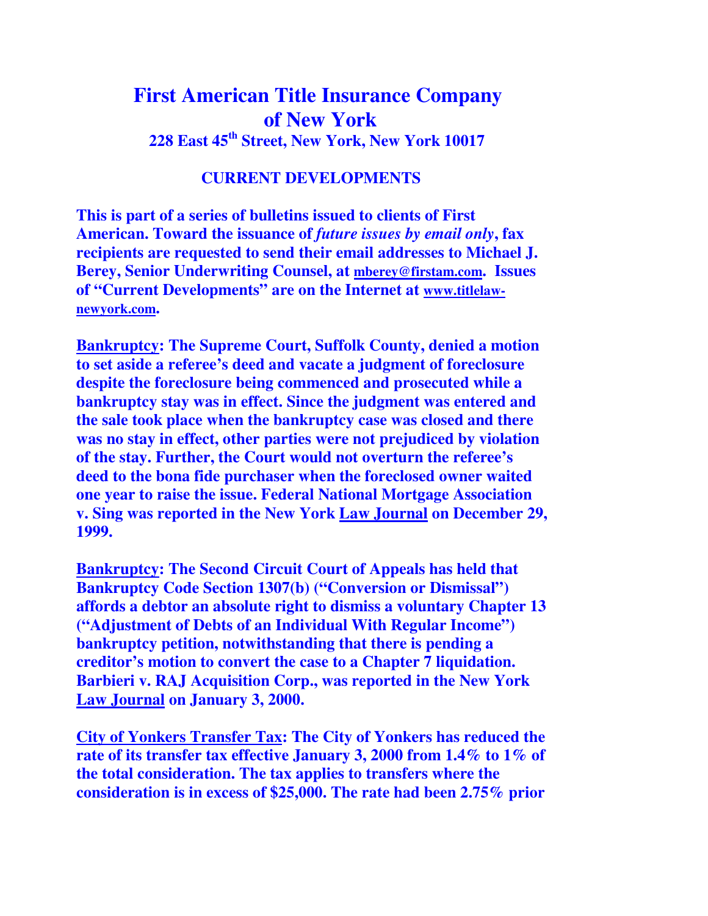# First American Title Insurance Company of New York

**228 East 45th Street, New York, New York 10017**

## CURRENT DEVELOPMENTS

**This is part of a series of bulletins issued to clients of First American. Toward the issuance of *future issues by email only*, fax recipients are requested to send their email addresses to Michael J. Berey, Senior Underwriting Counsel, at mberey@firstam.com. Issues of "Current Developments" are on the Internet at www.titlelaw-newyork.com.**

**Bankruptcy: The Supreme Court, Suffolk County, denied a motion to set aside a referee's deed and vacate a judgment of foreclosure despite the foreclosure being commenced and prosecuted while a bankruptcy stay was in effect. Since the judgment was entered and the sale took place when the bankruptcy case was closed and there was no stay in effect, other parties were not prejudiced by violation of the stay. Further, the Court would not overturn the referee's deed to the bona fide purchaser when the foreclosed owner waited one year to raise the issue. Federal National Mortgage Association v. Sing was reported in the New York Law Journal on December 29, 1999.**

**Bankruptcy: The Second Circuit Court of Appeals has held that Bankruptcy Code Section 1307(b) ("Conversion or Dismissal") affords a debtor an absolute right to dismiss a voluntary Chapter 13 ("Adjustment of Debts of an Individual With Regular Income") bankruptcy petition, notwithstanding that there is pending a creditor's motion to convert the case to a Chapter 7 liquidation. Barbieri v. RAJ Acquisition Corp., was reported in the New York Law Journal on January 3, 2000.**

**City of Yonkers Transfer Tax: The City of Yonkers has reduced the rate of its transfer tax effective January 3, 2000 from 1.4% to 1% of the total consideration. The tax applies to transfers where the consideration is in excess of $25,000. The rate had been 2.75% prior**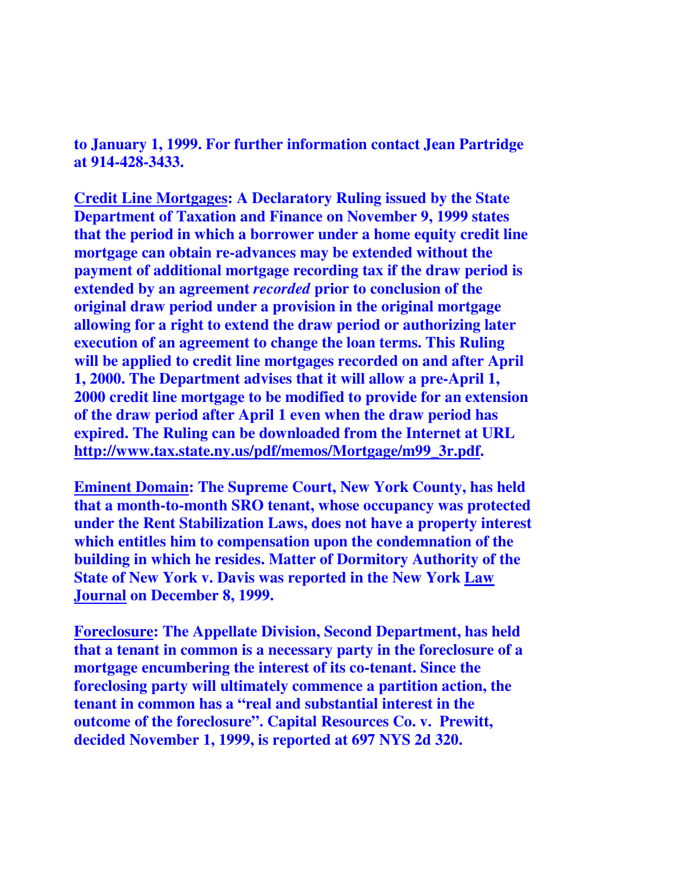**to January 1, 1999. For further information contact Jean Partridge at 914-428-3433.**

**Credit Line Mortgages: A Declaratory Ruling issued by the State Department of Taxation and Finance on November 9, 1999 states that the period in which a borrower under a home equity credit line mortgage can obtain re-advances may be extended without the payment of additional mortgage recording tax if the draw period is extended by an agreement *recorded* prior to conclusion of the original draw period under a provision in the original mortgage allowing for a right to extend the draw period or authorizing later execution of an agreement to change the loan terms. This Ruling will be applied to credit line mortgages recorded on and after April 1, 2000. The Department advises that it will allow a pre-April 1, 2000 credit line mortgage to be modified to provide for an extension of the draw period after April 1 even when the draw period has expired. The Ruling can be downloaded from the Internet at URL http://www.tax.state.ny.us/pdf/memos/Mortgage/m99_3r.pdf.**

**Eminent Domain: The Supreme Court, New York County, has held that a month-to-month SRO tenant, whose occupancy was protected under the Rent Stabilization Laws, does not have a property interest which entitles him to compensation upon the condemnation of the building in which he resides. Matter of Dormitory Authority of the State of New York v. Davis was reported in the New York Law Journal on December 8, 1999.**

**Foreclosure: The Appellate Division, Second Department, has held that a tenant in common is a necessary party in the foreclosure of a mortgage encumbering the interest of its co-tenant. Since the foreclosing party will ultimately commence a partition action, the tenant in common has a "real and substantial interest in the outcome of the foreclosure". Capital Resources Co. v. Prewitt, decided November 1, 1999, is reported at 697 NYS 2d 320.**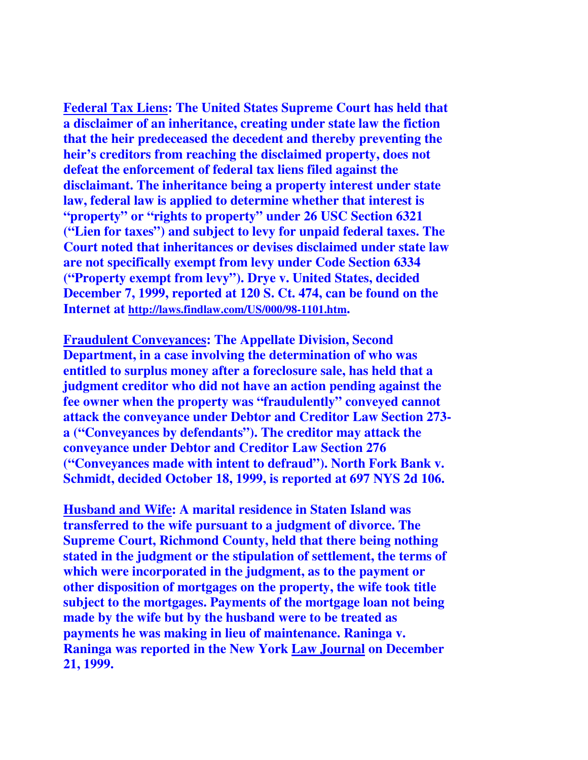**<u>Federal Tax Liens</u>: The United States Supreme Court has held that a disclaimer of an inheritance, creating under state law the fiction that the heir predeceased the decedent and thereby preventing the heir's creditors from reaching the disclaimed property, does not defeat the enforcement of federal tax liens filed against the disclaimant. The inheritance being a property interest under state law, federal law is applied to determine whether that interest is "property" or "rights to property" under 26 USC Section 6321 ("Lien for taxes") and subject to levy for unpaid federal taxes. The Court noted that inheritances or devises disclaimed under state law are not specifically exempt from levy under Code Section 6334 ("Property exempt from levy"). Drye v. United States, decided December 7, 1999, reported at 120 S. Ct. 474, can be found on the Internet at <u>http://laws.findlaw.com/US/000/98-1101.htm</u>.**

**<u>Fraudulent Conveyances</u>: The Appellate Division, Second Department, in a case involving the determination of who was entitled to surplus money after a foreclosure sale, has held that a judgment creditor who did not have an action pending against the fee owner when the property was "fraudulently" conveyed cannot attack the conveyance under Debtor and Creditor Law Section 273-a ("Conveyances by defendants"). The creditor may attack the conveyance under Debtor and Creditor Law Section 276 ("Conveyances made with intent to defraud"). North Fork Bank v. Schmidt, decided October 18, 1999, is reported at 697 NYS 2d 106.**

**<u>Husband and Wife</u>: A marital residence in Staten Island was transferred to the wife pursuant to a judgment of divorce. The Supreme Court, Richmond County, held that there being nothing stated in the judgment or the stipulation of settlement, the terms of which were incorporated in the judgment, as to the payment or other disposition of mortgages on the property, the wife took title subject to the mortgages. Payments of the mortgage loan not being made by the wife but by the husband were to be treated as payments he was making in lieu of maintenance. Raninga v. Raninga was reported in the New York <u>Law Journal</u> on December 21, 1999.**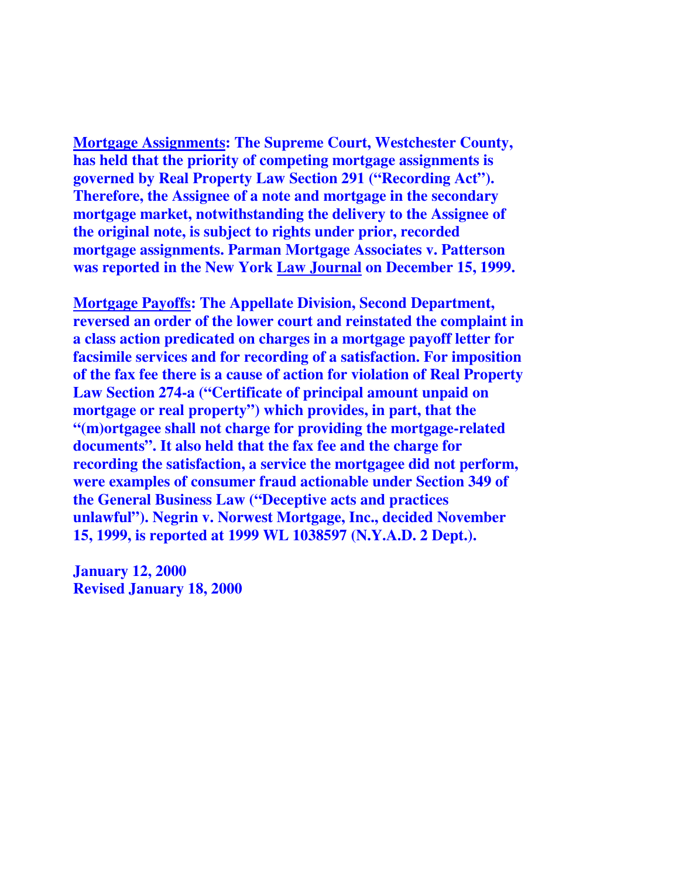**<u>Mortgage Assignments</u>: The Supreme Court, Westchester County, has held that the priority of competing mortgage assignments is governed by Real Property Law Section 291 ("Recording Act"). Therefore, the Assignee of a note and mortgage in the secondary mortgage market, notwithstanding the delivery to the Assignee of the original note, is subject to rights under prior, recorded mortgage assignments. Parman Mortgage Associates v. Patterson was reported in the New York <u>Law Journal</u> on December 15, 1999.**

**<u>Mortgage Payoffs</u>: The Appellate Division, Second Department, reversed an order of the lower court and reinstated the complaint in a class action predicated on charges in a mortgage payoff letter for facsimile services and for recording of a satisfaction. For imposition of the fax fee there is a cause of action for violation of Real Property Law Section 274-a ("Certificate of principal amount unpaid on mortgage or real property") which provides, in part, that the "(m)ortgagee shall not charge for providing the mortgage-related documents". It also held that the fax fee and the charge for recording the satisfaction, a service the mortgagee did not perform, were examples of consumer fraud actionable under Section 349 of the General Business Law ("Deceptive acts and practices unlawful"). Negrin v. Norwest Mortgage, Inc., decided November 15, 1999, is reported at 1999 WL 1038597 (N.Y.A.D. 2 Dept.).**

**January 12, 2000**
**Revised January 18, 2000**